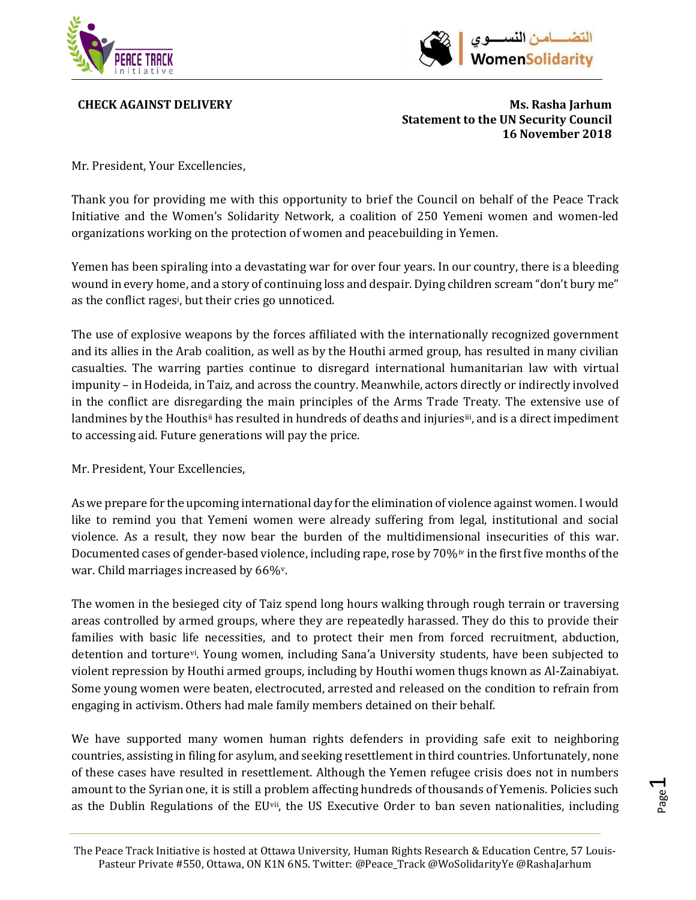**CHECK AGAINST DELIVERY**

**Ms. Rasha Jarhum**
**Statement to the UN Security Council**
**16 November 2018**

Mr. President, Your Excellencies,

Thank you for providing me with this opportunity to brief the Council on behalf of the Peace Track Initiative and the Women's Solidarity Network, a coalition of 250 Yemeni women and women-led organizations working on the protection of women and peacebuilding in Yemen.

Yemen has been spiraling into a devastating war for over four years. In our country, there is a bleeding wound in every home, and a story of continuing loss and despair. Dying children scream "don't bury me" as the conflict rages[i], but their cries go unnoticed.

The use of explosive weapons by the forces affiliated with the internationally recognized government and its allies in the Arab coalition, as well as by the Houthi armed group, has resulted in many civilian casualties. The warring parties continue to disregard international humanitarian law with virtual impunity – in Hodeida, in Taiz, and across the country. Meanwhile, actors directly or indirectly involved in the conflict are disregarding the main principles of the Arms Trade Treaty. The extensive use of landmines by the Houthis[ii] has resulted in hundreds of deaths and injuries[iii], and is a direct impediment to accessing aid. Future generations will pay the price.

Mr. President, Your Excellencies,

As we prepare for the upcoming international day for the elimination of violence against women. I would like to remind you that Yemeni women were already suffering from legal, institutional and social violence. As a result, they now bear the burden of the multidimensional insecurities of this war. Documented cases of gender-based violence, including rape, rose by 70%[iv] in the first five months of the war. Child marriages increased by 66%[v].

The women in the besieged city of Taiz spend long hours walking through rough terrain or traversing areas controlled by armed groups, where they are repeatedly harassed. They do this to provide their families with basic life necessities, and to protect their men from forced recruitment, abduction, detention and torture[vi]. Young women, including Sana'a University students, have been subjected to violent repression by Houthi armed groups, including by Houthi women thugs known as Al-Zainabiyat. Some young women were beaten, electrocuted, arrested and released on the condition to refrain from engaging in activism. Others had male family members detained on their behalf.

We have supported many women human rights defenders in providing safe exit to neighboring countries, assisting in filing for asylum, and seeking resettlement in third countries. Unfortunately, none of these cases have resulted in resettlement. Although the Yemen refugee crisis does not in numbers amount to the Syrian one, it is still a problem affecting hundreds of thousands of Yemenis. Policies such as the Dublin Regulations of the EU[vii], the US Executive Order to ban seven nationalities, including

The Peace Track Initiative is hosted at Ottawa University, Human Rights Research & Education Centre, 57 Louis-Pasteur Private #550, Ottawa, ON K1N 6N5. Twitter: @Peace_Track @WoSolidarityYe @RashaJarhum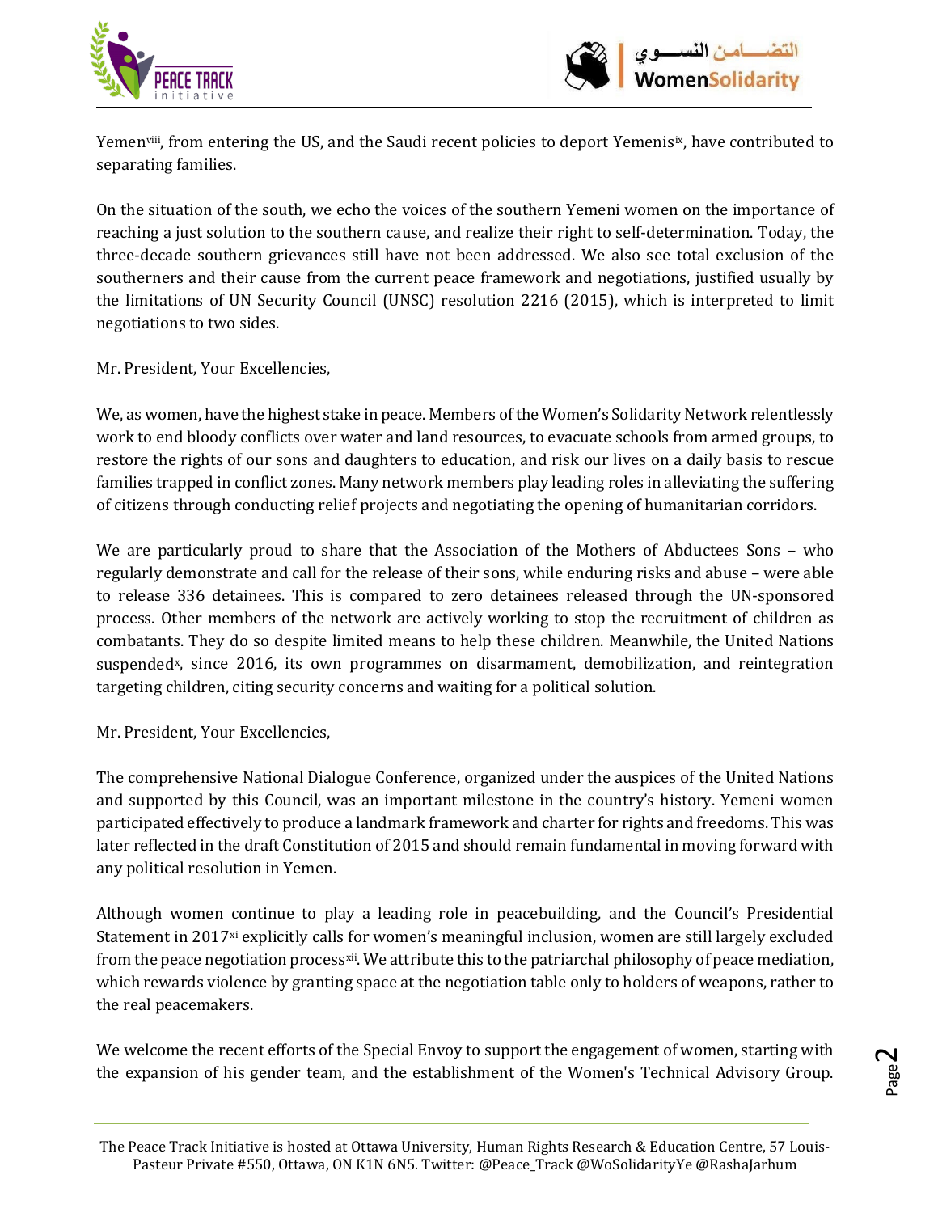Yemen[viii], from entering the US, and the Saudi recent policies to deport Yemenis[ix], have contributed to separating families.

On the situation of the south, we echo the voices of the southern Yemeni women on the importance of reaching a just solution to the southern cause, and realize their right to self-determination. Today, the three-decade southern grievances still have not been addressed. We also see total exclusion of the southerners and their cause from the current peace framework and negotiations, justified usually by the limitations of UN Security Council (UNSC) resolution 2216 (2015), which is interpreted to limit negotiations to two sides.

Mr. President, Your Excellencies,

We, as women, have the highest stake in peace. Members of the Women's Solidarity Network relentlessly work to end bloody conflicts over water and land resources, to evacuate schools from armed groups, to restore the rights of our sons and daughters to education, and risk our lives on a daily basis to rescue families trapped in conflict zones. Many network members play leading roles in alleviating the suffering of citizens through conducting relief projects and negotiating the opening of humanitarian corridors.

We are particularly proud to share that the Association of the Mothers of Abductees Sons – who regularly demonstrate and call for the release of their sons, while enduring risks and abuse – were able to release 336 detainees. This is compared to zero detainees released through the UN-sponsored process. Other members of the network are actively working to stop the recruitment of children as combatants. They do so despite limited means to help these children. Meanwhile, the United Nations suspended[x], since 2016, its own programmes on disarmament, demobilization, and reintegration targeting children, citing security concerns and waiting for a political solution.

Mr. President, Your Excellencies,

The comprehensive National Dialogue Conference, organized under the auspices of the United Nations and supported by this Council, was an important milestone in the country's history. Yemeni women participated effectively to produce a landmark framework and charter for rights and freedoms. This was later reflected in the draft Constitution of 2015 and should remain fundamental in moving forward with any political resolution in Yemen.

Although women continue to play a leading role in peacebuilding, and the Council's Presidential Statement in 2017[xi] explicitly calls for women's meaningful inclusion, women are still largely excluded from the peace negotiation process[xii]. We attribute this to the patriarchal philosophy of peace mediation, which rewards violence by granting space at the negotiation table only to holders of weapons, rather to the real peacemakers.

We welcome the recent efforts of the Special Envoy to support the engagement of women, starting with the expansion of his gender team, and the establishment of the Women's Technical Advisory Group.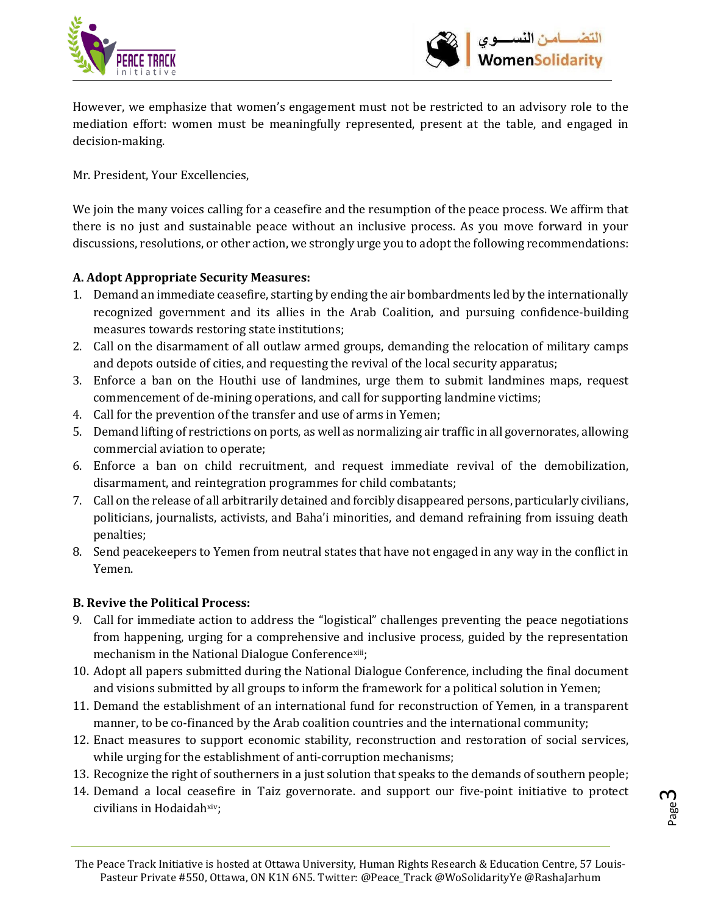However, we emphasize that women's engagement must not be restricted to an advisory role to the mediation effort: women must be meaningfully represented, present at the table, and engaged in decision-making.

Mr. President, Your Excellencies,

We join the many voices calling for a ceasefire and the resumption of the peace process. We affirm that there is no just and sustainable peace without an inclusive process. As you move forward in your discussions, resolutions, or other action, we strongly urge you to adopt the following recommendations:

**A. Adopt Appropriate Security Measures:**

1. Demand an immediate ceasefire, starting by ending the air bombardments led by the internationally recognized government and its allies in the Arab Coalition, and pursuing confidence-building measures towards restoring state institutions;
2. Call on the disarmament of all outlaw armed groups, demanding the relocation of military camps and depots outside of cities, and requesting the revival of the local security apparatus;
3. Enforce a ban on the Houthi use of landmines, urge them to submit landmines maps, request commencement of de-mining operations, and call for supporting landmine victims;
4. Call for the prevention of the transfer and use of arms in Yemen;
5. Demand lifting of restrictions on ports, as well as normalizing air traffic in all governorates, allowing commercial aviation to operate;
6. Enforce a ban on child recruitment, and request immediate revival of the demobilization, disarmament, and reintegration programmes for child combatants;
7. Call on the release of all arbitrarily detained and forcibly disappeared persons, particularly civilians, politicians, journalists, activists, and Baha'i minorities, and demand refraining from issuing death penalties;
8. Send peacekeepers to Yemen from neutral states that have not engaged in any way in the conflict in Yemen.

**B. Revive the Political Process:**

9. Call for immediate action to address the "logistical" challenges preventing the peace negotiations from happening, urging for a comprehensive and inclusive process, guided by the representation mechanism in the National Dialogue Conference[xiii];
10. Adopt all papers submitted during the National Dialogue Conference, including the final document and visions submitted by all groups to inform the framework for a political solution in Yemen;
11. Demand the establishment of an international fund for reconstruction of Yemen, in a transparent manner, to be co-financed by the Arab coalition countries and the international community;
12. Enact measures to support economic stability, reconstruction and restoration of social services, while urging for the establishment of anti-corruption mechanisms;
13. Recognize the right of southerners in a just solution that speaks to the demands of southern people;
14. Demand a local ceasefire in Taiz governorate. and support our five-point initiative to protect civilians in Hodaidah[xiv];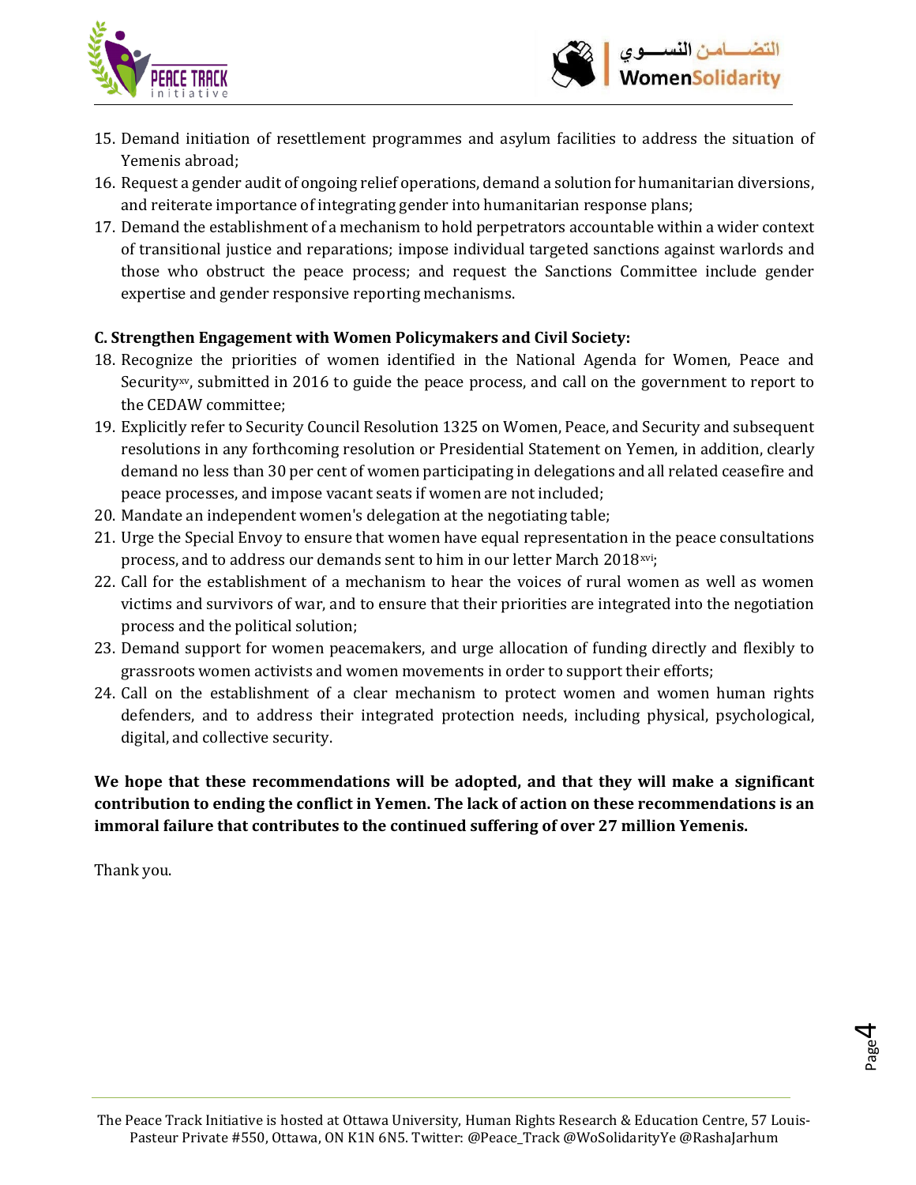15. Demand initiation of resettlement programmes and asylum facilities to address the situation of Yemenis abroad;
16. Request a gender audit of ongoing relief operations, demand a solution for humanitarian diversions, and reiterate importance of integrating gender into humanitarian response plans;
17. Demand the establishment of a mechanism to hold perpetrators accountable within a wider context of transitional justice and reparations; impose individual targeted sanctions against warlords and those who obstruct the peace process; and request the Sanctions Committee include gender expertise and gender responsive reporting mechanisms.

**C. Strengthen Engagement with Women Policymakers and Civil Society:**

18. Recognize the priorities of women identified in the National Agenda for Women, Peace and Security[xv], submitted in 2016 to guide the peace process, and call on the government to report to the CEDAW committee;
19. Explicitly refer to Security Council Resolution 1325 on Women, Peace, and Security and subsequent resolutions in any forthcoming resolution or Presidential Statement on Yemen, in addition, clearly demand no less than 30 per cent of women participating in delegations and all related ceasefire and peace processes, and impose vacant seats if women are not included;
20. Mandate an independent women's delegation at the negotiating table;
21. Urge the Special Envoy to ensure that women have equal representation in the peace consultations process, and to address our demands sent to him in our letter March 2018[xvi];
22. Call for the establishment of a mechanism to hear the voices of rural women as well as women victims and survivors of war, and to ensure that their priorities are integrated into the negotiation process and the political solution;
23. Demand support for women peacemakers, and urge allocation of funding directly and flexibly to grassroots women activists and women movements in order to support their efforts;
24. Call on the establishment of a clear mechanism to protect women and women human rights defenders, and to address their integrated protection needs, including physical, psychological, digital, and collective security.

**We hope that these recommendations will be adopted, and that they will make a significant contribution to ending the conflict in Yemen. The lack of action on these recommendations is an immoral failure that contributes to the continued suffering of over 27 million Yemenis.**

Thank you.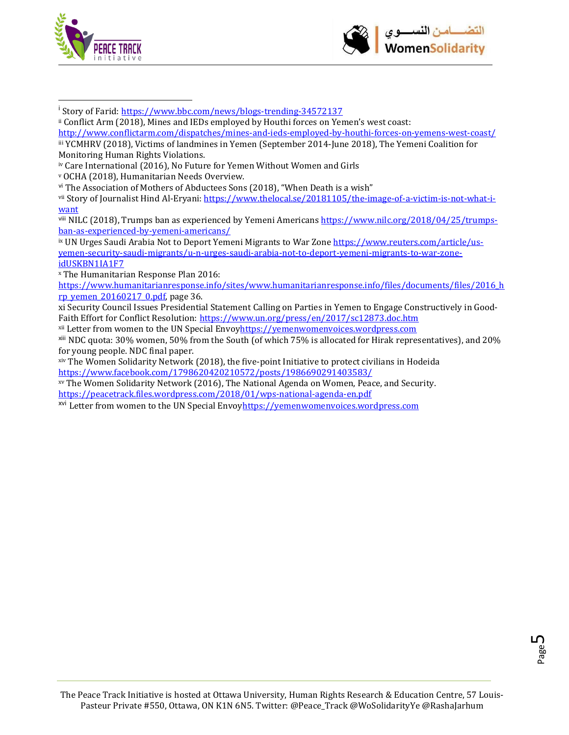[i] Story of Farid: https://www.bbc.com/news/blogs-trending-34572137

[ii] Conflict Arm (2018), Mines and IEDs employed by Houthi forces on Yemen's west coast: http://www.conflictarm.com/dispatches/mines-and-ieds-employed-by-houthi-forces-on-yemens-west-coast/

[iii] YCMHRV (2018), Victims of landmines in Yemen (September 2014-June 2018), The Yemeni Coalition for Monitoring Human Rights Violations.

[iv] Care International (2016), No Future for Yemen Without Women and Girls

[v] OCHA (2018), Humanitarian Needs Overview.

[vi] The Association of Mothers of Abductees Sons (2018), "When Death is a wish"

[vii] Story of Journalist Hind Al-Eryani: https://www.thelocal.se/20181105/the-image-of-a-victim-is-not-what-i-want

[viii] NILC (2018), Trumps ban as experienced by Yemeni Americans https://www.nilc.org/2018/04/25/trumps-ban-as-experienced-by-yemeni-americans/

[ix] UN Urges Saudi Arabia Not to Deport Yemeni Migrants to War Zone https://www.reuters.com/article/us-yemen-security-saudi-migrants/u-n-urges-saudi-arabia-not-to-deport-yemeni-migrants-to-war-zone-idUSKBN1IA1F7

[x] The Humanitarian Response Plan 2016: https://www.humanitarianresponse.info/sites/www.humanitarianresponse.info/files/documents/files/2016_hrp_yemen_20160217_0.pdf, page 36.

xi Security Council Issues Presidential Statement Calling on Parties in Yemen to Engage Constructively in Good-Faith Effort for Conflict Resolution: https://www.un.org/press/en/2017/sc12873.doc.htm

[xii] Letter from women to the UN Special Envoy https://yemenwomenvoices.wordpress.com

[xiii] NDC quota: 30% women, 50% from the South (of which 75% is allocated for Hirak representatives), and 20% for young people. NDC final paper.

[xiv] The Women Solidarity Network (2018), the five-point Initiative to protect civilians in Hodeida https://www.facebook.com/1798620420210572/posts/1986690291403583/

[xv] The Women Solidarity Network (2016), The National Agenda on Women, Peace, and Security. https://peacetrack.files.wordpress.com/2018/01/wps-national-agenda-en.pdf

[xvi] Letter from women to the UN Special Envoy https://yemenwomenvoices.wordpress.com